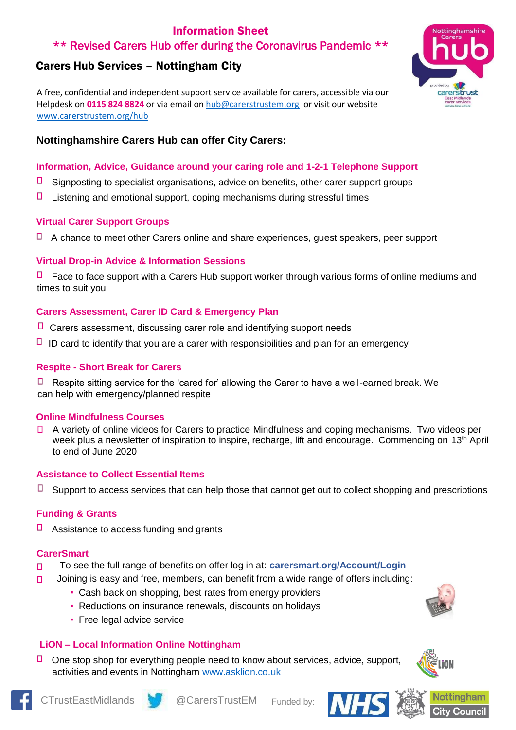# Information Sheet

## ** Revised Carers Hub offer during the Coronavirus Pandemic **

## Carers Hub Services – Nottingham City

A free, confidential and independent support service available for carers, accessible via our Helpdesk on **0115 824 8824** or via email on hub@carerstrustem.org or visit our website www.carerstrustem.org/hub

### Nottinghamshire Carers Hub can offer City Carers:

#### Information, Advice, Guidance around your caring role and 1-2-1 Telephone Support

- Signposting to specialist organisations, advice on benefits, other carer support groups
- Listening and emotional support, coping mechanisms during stressful times

#### Virtual Carer Support Groups

- A chance to meet other Carers online and share experiences, guest speakers, peer support

#### Virtual Drop-in Advice & Information Sessions

- Face to face support with a Carers Hub support worker through various forms of online mediums and times to suit you

#### Carers Assessment, Carer ID Card & Emergency Plan

- Carers assessment, discussing carer role and identifying support needs
- ID card to identify that you are a carer with responsibilities and plan for an emergency

#### Respite - Short Break for Carers

- Respite sitting service for the 'cared for' allowing the Carer to have a well-earned break. We can help with emergency/planned respite

#### Online Mindfulness Courses

- A variety of online videos for Carers to practice Mindfulness and coping mechanisms. Two videos per week plus a newsletter of inspiration to inspire, recharge, lift and encourage. Commencing on 13th April to end of June 2020

#### Assistance to Collect Essential Items

- Support to access services that can help those that cannot get out to collect shopping and prescriptions

#### Funding & Grants

- Assistance to access funding and grants

#### CarerSmart

- To see the full range of benefits on offer log in at: **carersmart.org/Account/Login**
- Joining is easy and free, members, can benefit from a wide range of offers including:
  - Cash back on shopping, best rates from energy providers
  - Reductions on insurance renewals, discounts on holidays
  - Free legal advice service

#### LiON – Local Information Online Nottingham

- One stop shop for everything people need to know about services, advice, support, activities and events in Nottingham www.asklion.co.uk

CTrustEastMidlands @CarersTrustEM Funded by: NHS Nottingham City Council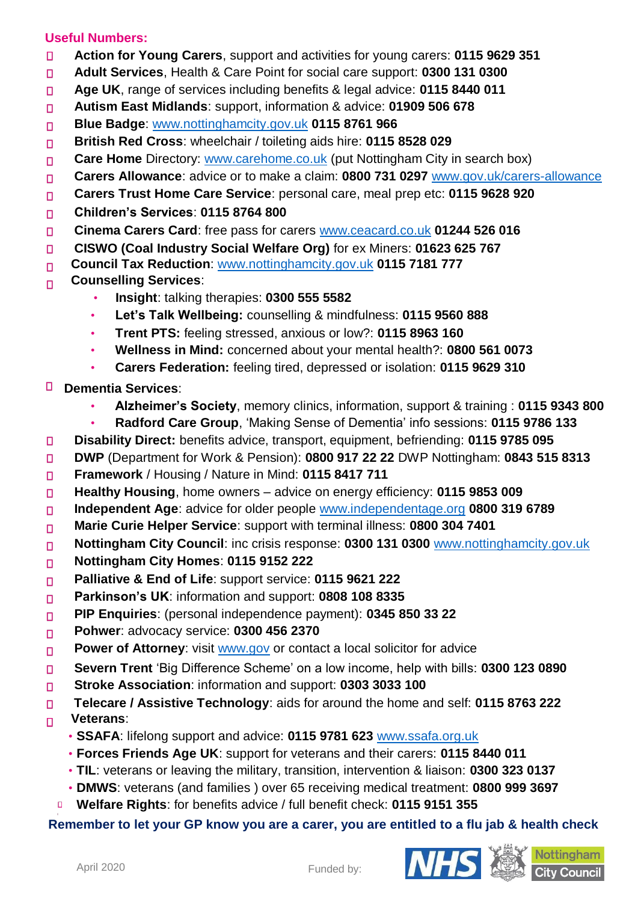## Useful Numbers:

- **Action for Young Carers**, support and activities for young carers: **0115 9629 351**
- **Adult Services**, Health & Care Point for social care support: **0300 131 0300**
- **Age UK**, range of services including benefits & legal advice: **0115 8440 011**
- **Autism East Midlands**: support, information & advice: **01909 506 678**
- **Blue Badge**: www.nottinghamcity.gov.uk **0115 8761 966**
- **British Red Cross**: wheelchair / toileting aids hire: **0115 8528 029**
- **Care Home** Directory: www.carehome.co.uk (put Nottingham City in search box)
- **Carers Allowance**: advice or to make a claim: **0800 731 0297** www.gov.uk/carers-allowance
- **Carers Trust Home Care Service**: personal care, meal prep etc: **0115 9628 920**
- **Children's Services**: **0115 8764 800**
- **Cinema Carers Card**: free pass for carers www.ceacard.co.uk **01244 526 016**
- **CISWO (Coal Industry Social Welfare Org)** for ex Miners: **01623 625 767**
- **Council Tax Reduction**: www.nottinghamcity.gov.uk **0115 7181 777**
- **Counselling Services**:
  - **Insight**: talking therapies: **0300 555 5582**
  - **Let's Talk Wellbeing:** counselling & mindfulness: **0115 9560 888**
  - **Trent PTS:** feeling stressed, anxious or low?: **0115 8963 160**
  - **Wellness in Mind:** concerned about your mental health?: **0800 561 0073**
  - **Carers Federation:** feeling tired, depressed or isolation: **0115 9629 310**
- **Dementia Services**:
  - **Alzheimer's Society**, memory clinics, information, support & training : **0115 9343 800**
  - **Radford Care Group**, 'Making Sense of Dementia' info sessions: **0115 9786 133**
- **Disability Direct:** benefits advice, transport, equipment, befriending: **0115 9785 095**
- **DWP** (Department for Work & Pension): **0800 917 22 22** DWP Nottingham: **0843 515 8313**
- **Framework** / Housing / Nature in Mind: **0115 8417 711**
- **Healthy Housing**, home owners – advice on energy efficiency: **0115 9853 009**
- **Independent Age**: advice for older people www.independentage.org **0800 319 6789**
- **Marie Curie Helper Service**: support with terminal illness: **0800 304 7401**
- **Nottingham City Council**: inc crisis response: **0300 131 0300** www.nottinghamcity.gov.uk
- **Nottingham City Homes**: **0115 9152 222**
- **Palliative & End of Life**: support service: **0115 9621 222**
- **Parkinson's UK**: information and support: **0808 108 8335**
- **PIP Enquiries**: (personal independence payment): **0345 850 33 22**
- **Pohwer**: advocacy service: **0300 456 2370**
- **Power of Attorney**: visit www.gov or contact a local solicitor for advice
- **Severn Trent** 'Big Difference Scheme' on a low income, help with bills: **0300 123 0890**
- **Stroke Association**: information and support: **0303 3033 100**
- **Telecare / Assistive Technology**: aids for around the home and self: **0115 8763 222**
- **Veterans**:
  - **SSAFA**: lifelong support and advice: **0115 9781 623** www.ssafa.org.uk
  - **Forces Friends Age UK**: support for veterans and their carers: **0115 8440 011**
  - **TIL**: veterans or leaving the military, transition, intervention & liaison: **0300 323 0137**
  - **DMWS**: veterans (and families ) over 65 receiving medical treatment: **0800 999 3697**
- **Welfare Rights**: for benefits advice / full benefit check: **0115 9151 355**

**Remember to let your GP know you are a carer, you are entitled to a flu jab & health check**

April 2020

Funded by: NHS Nottingham City Council